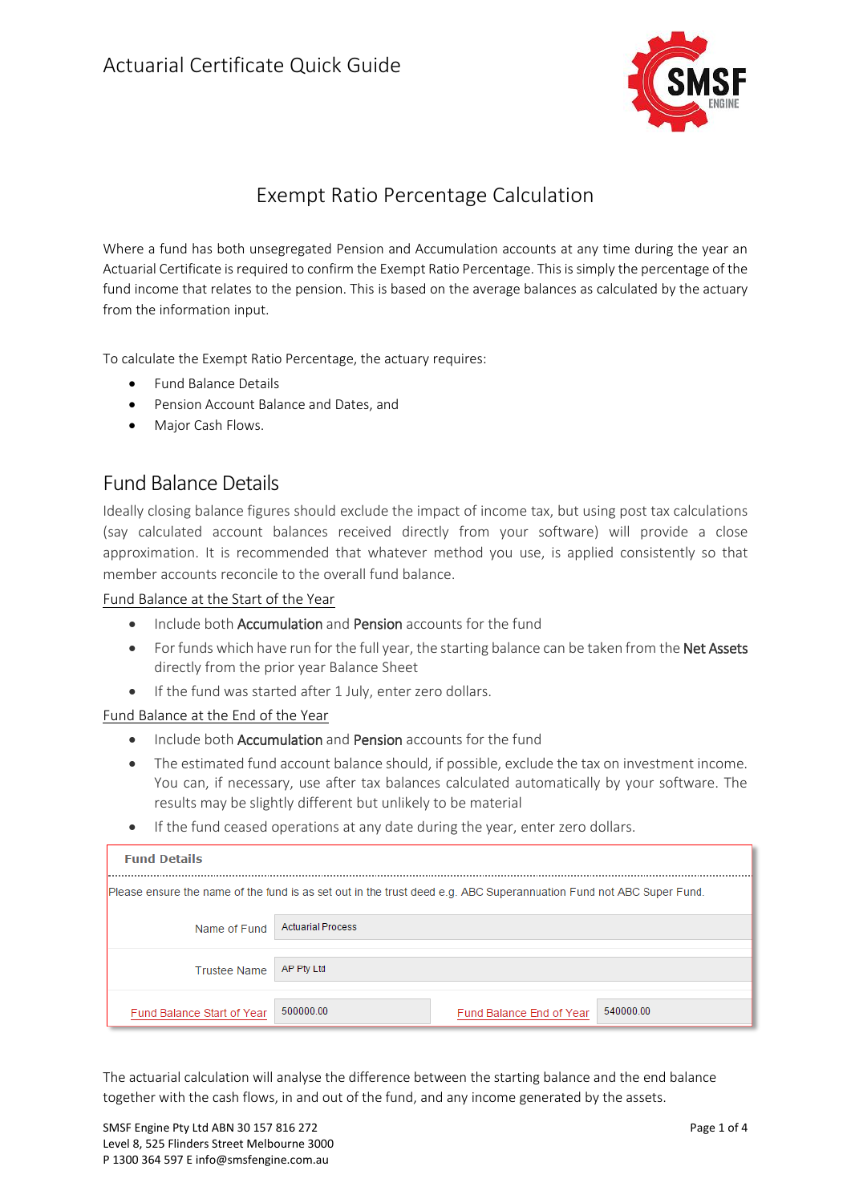# Actuarial Certificate Quick Guide

## Exempt Ratio Percentage Calculation

Where a fund has both unsegregated Pension and Accumulation accounts at any time during the year an Actuarial Certificate is required to confirm the Exempt Ratio Percentage. This is simply the percentage of the fund income that relates to the pension. This is based on the average balances as calculated by the actuary from the information input.

To calculate the Exempt Ratio Percentage, the actuary requires:

- Fund Balance Details
- Pension Account Balance and Dates, and
- Major Cash Flows.

## Fund Balance Details

Ideally closing balance figures should exclude the impact of income tax, but using post tax calculations (say calculated account balances received directly from your software) will provide a close approximation. It is recommended that whatever method you use, is applied consistently so that member accounts reconcile to the overall fund balance.

Fund Balance at the Start of the Year

- Include both **Accumulation** and **Pension** accounts for the fund
- For funds which have run for the full year, the starting balance can be taken from the **Net Assets** directly from the prior year Balance Sheet
- If the fund was started after 1 July, enter zero dollars.

Fund Balance at the End of the Year

- Include both **Accumulation** and **Pension** accounts for the fund
- The estimated fund account balance should, if possible, exclude the tax on investment income. You can, if necessary, use after tax balances calculated automatically by your software. The results may be slightly different but unlikely to be material
- If the fund ceased operations at any date during the year, enter zero dollars.

**Fund Details**

Please ensure the name of the fund is as set out in the trust deed e.g. ABC Superannuation Fund not ABC Super Fund.

| | | | |
|---|---|---|---|
| Name of Fund | Actuarial Process | | |
| Trustee Name | AP Pty Ltd | | |
| Fund Balance Start of Year | 500000.00 | Fund Balance End of Year | 540000.00 |

The actuarial calculation will analyse the difference between the starting balance and the end balance together with the cash flows, in and out of the fund, and any income generated by the assets.

SMSF Engine Pty Ltd ABN 30 157 816 272
Level 8, 525 Flinders Street Melbourne 3000
P 1300 364 597 E info@smsfengine.com.au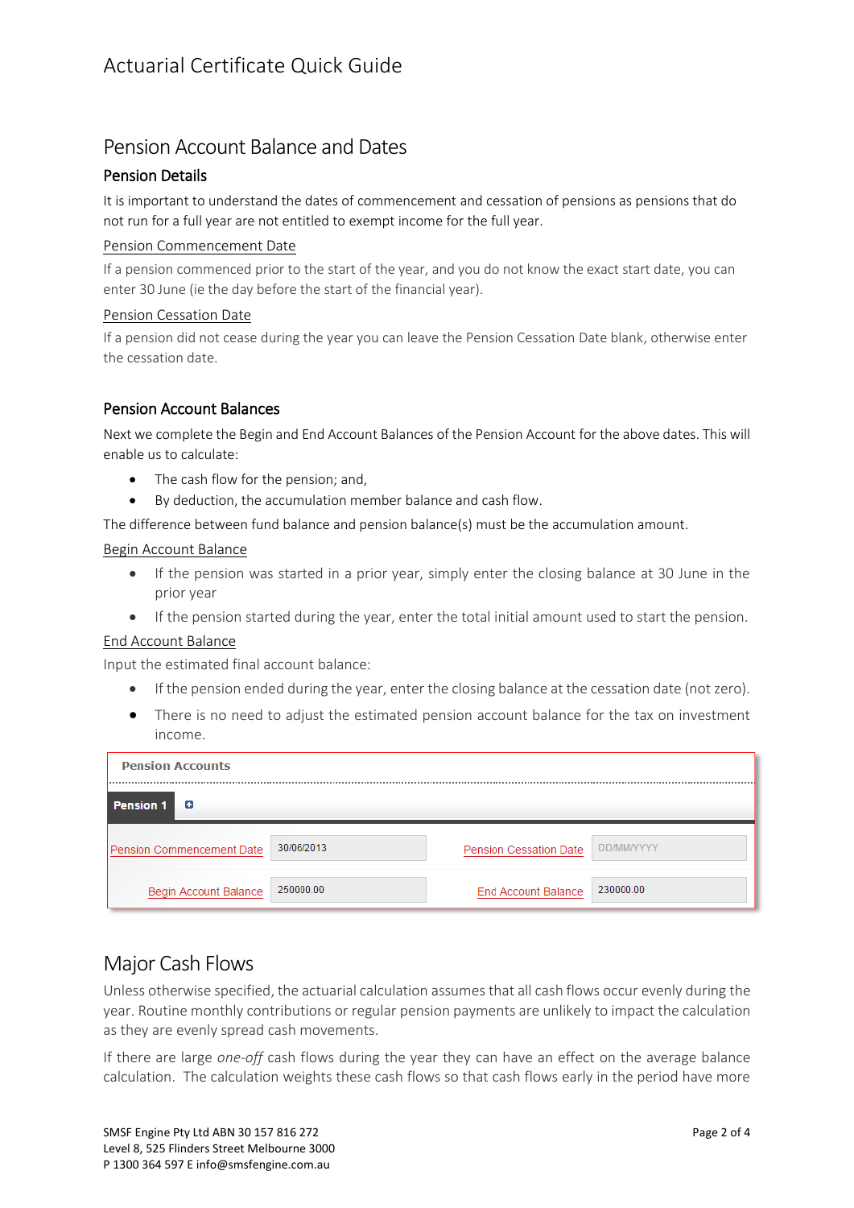# Actuarial Certificate Quick Guide

## Pension Account Balance and Dates

### Pension Details

It is important to understand the dates of commencement and cessation of pensions as pensions that do not run for a full year are not entitled to exempt income for the full year.

Pension Commencement Date

If a pension commenced prior to the start of the year, and you do not know the exact start date, you can enter 30 June (ie the day before the start of the financial year).

Pension Cessation Date

If a pension did not cease during the year you can leave the Pension Cessation Date blank, otherwise enter the cessation date.

### Pension Account Balances

Next we complete the Begin and End Account Balances of the Pension Account for the above dates. This will enable us to calculate:

- The cash flow for the pension; and,
- By deduction, the accumulation member balance and cash flow.

The difference between fund balance and pension balance(s) must be the accumulation amount.

Begin Account Balance

- If the pension was started in a prior year, simply enter the closing balance at 30 June in the prior year
- If the pension started during the year, enter the total initial amount used to start the pension.

End Account Balance

Input the estimated final account balance:

- If the pension ended during the year, enter the closing balance at the cessation date (not zero).
- There is no need to adjust the estimated pension account balance for the tax on investment income.

**Pension Accounts**

**Pension 1**

| Pension Commencement Date | 30/06/2013 | Pension Cessation Date | DD/MM/YYYY |
|---|---|---|---|
| Begin Account Balance | 250000.00 | End Account Balance | 230000.00 |

## Major Cash Flows

Unless otherwise specified, the actuarial calculation assumes that all cash flows occur evenly during the year. Routine monthly contributions or regular pension payments are unlikely to impact the calculation as they are evenly spread cash movements.

If there are large *one-off* cash flows during the year they can have an effect on the average balance calculation. The calculation weights these cash flows so that cash flows early in the period have more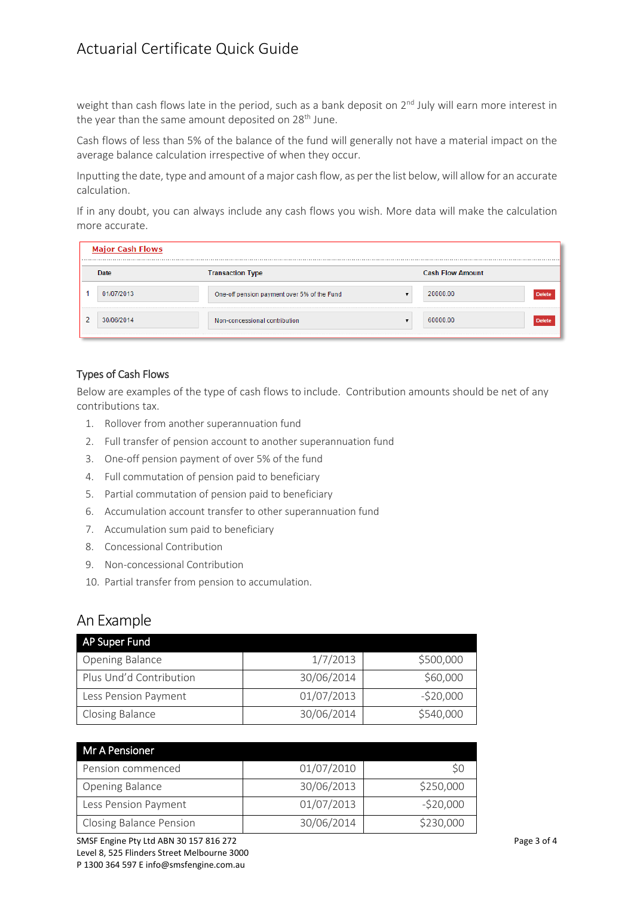weight than cash flows late in the period, such as a bank deposit on 2nd July will earn more interest in the year than the same amount deposited on 28th June.

Cash flows of less than 5% of the balance of the fund will generally not have a material impact on the average balance calculation irrespective of when they occur.

Inputting the date, type and amount of a major cash flow, as per the list below, will allow for an accurate calculation.

If in any doubt, you can always include any cash flows you wish. More data will make the calculation more accurate.

**Major Cash Flows**

| | Date | Transaction Type | Cash Flow Amount | |
|---|---|---|---|---|
| 1 | 01/07/2013 | One-off pension payment over 5% of the Fund | 20000.00 | Delete |
| 2 | 30/06/2014 | Non-concessional contribution | 60000.00 | Delete |

### Types of Cash Flows

Below are examples of the type of cash flows to include. Contribution amounts should be net of any contributions tax.

1. Rollover from another superannuation fund
2. Full transfer of pension account to another superannuation fund
3. One-off pension payment of over 5% of the fund
4. Full commutation of pension paid to beneficiary
5. Partial commutation of pension paid to beneficiary
6. Accumulation account transfer to other superannuation fund
7. Accumulation sum paid to beneficiary
8. Concessional Contribution
9. Non-concessional Contribution
10. Partial transfer from pension to accumulation.

## An Example

| AP Super Fund | | |
|---|---|---|
| Opening Balance | 1/7/2013 | $500,000 |
| Plus Und'd Contribution | 30/06/2014 | $60,000 |
| Less Pension Payment | 01/07/2013 | -$20,000 |
| Closing Balance | 30/06/2014 | $540,000 |

| Mr A Pensioner | | |
|---|---|---|
| Pension commenced | 01/07/2010 | $0 |
| Opening Balance | 30/06/2013 | $250,000 |
| Less Pension Payment | 01/07/2013 | -$20,000 |
| Closing Balance Pension | 30/06/2014 | $230,000 |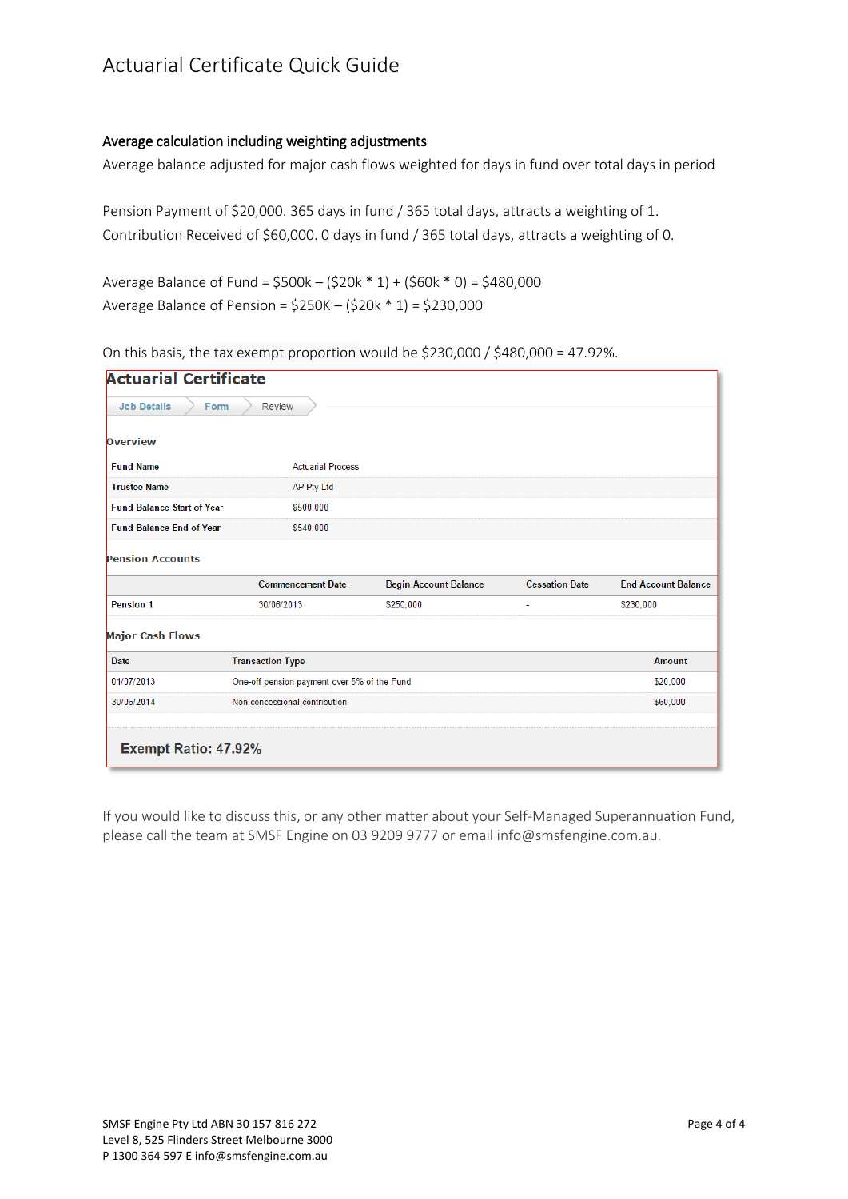## Average calculation including weighting adjustments

Average balance adjusted for major cash flows weighted for days in fund over total days in period

Pension Payment of $20,000. 365 days in fund / 365 total days, attracts a weighting of 1.
Contribution Received of $60,000. 0 days in fund / 365 total days, attracts a weighting of 0.

Average Balance of Fund = $500k – ($20k * 1) + ($60k * 0) = $480,000
Average Balance of Pension = $250K – ($20k * 1) = $230,000

On this basis, the tax exempt proportion would be $230,000 / $480,000 = 47.92%.

### Actuarial Certificate

Job Details > Form > Review

**Overview**

| | |
|---|---|
| **Fund Name** | Actuarial Process |
| **Trustee Name** | AP Pty Ltd |
| **Fund Balance Start of Year** | $500,000 |
| **Fund Balance End of Year** | $540,000 |

**Pension Accounts**

| | Commencement Date | Begin Account Balance | Cessation Date | End Account Balance |
|---|---|---|---|---|
| **Pension 1** | 30/06/2013 | $250,000 | - | $230,000 |

**Major Cash Flows**

| Date | Transaction Type | Amount |
|---|---|---|
| 01/07/2013 | One-off pension payment over 5% of the Fund | $20,000 |
| 30/06/2014 | Non-concessional contribution | $60,000 |

**Exempt Ratio: 47.92%**

If you would like to discuss this, or any other matter about your Self-Managed Superannuation Fund, please call the team at SMSF Engine on 03 9209 9777 or email info@smsfengine.com.au.

SMSF Engine Pty Ltd ABN 30 157 816 272
Level 8, 525 Flinders Street Melbourne 3000
P 1300 364 597 E info@smsfengine.com.au